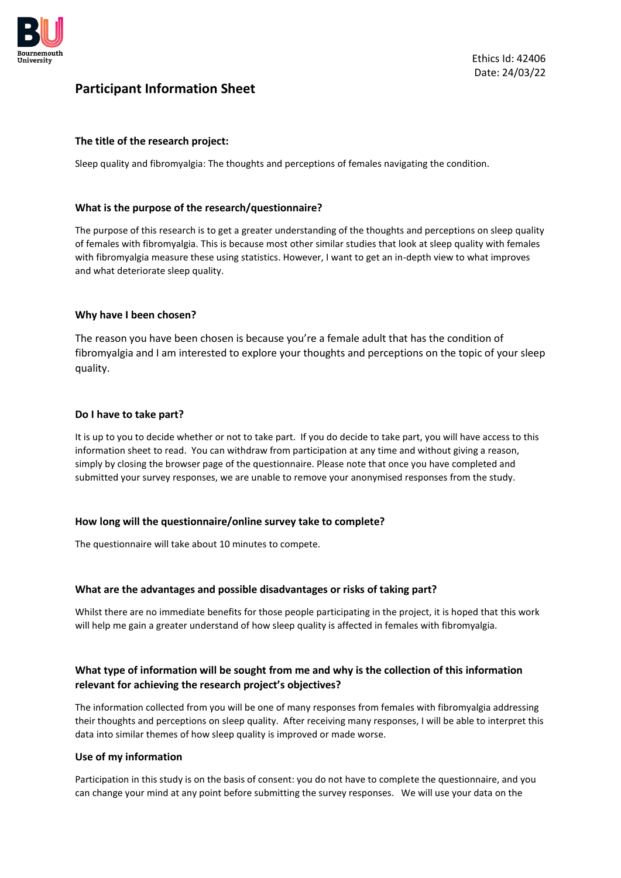Ethics Id: 42406
Date: 24/03/22

# Participant Information Sheet

### The title of the research project:

Sleep quality and fibromyalgia: The thoughts and perceptions of females navigating the condition.

### What is the purpose of the research/questionnaire?

The purpose of this research is to get a greater understanding of the thoughts and perceptions on sleep quality of females with fibromyalgia. This is because most other similar studies that look at sleep quality with females with fibromyalgia measure these using statistics. However, I want to get an in-depth view to what improves and what deteriorate sleep quality.

### Why have I been chosen?

The reason you have been chosen is because you're a female adult that has the condition of fibromyalgia and I am interested to explore your thoughts and perceptions on the topic of your sleep quality.

### Do I have to take part?

It is up to you to decide whether or not to take part. If you do decide to take part, you will have access to this information sheet to read. You can withdraw from participation at any time and without giving a reason, simply by closing the browser page of the questionnaire. Please note that once you have completed and submitted your survey responses, we are unable to remove your anonymised responses from the study.

### How long will the questionnaire/online survey take to complete?

The questionnaire will take about 10 minutes to compete.

### What are the advantages and possible disadvantages or risks of taking part?

Whilst there are no immediate benefits for those people participating in the project, it is hoped that this work will help me gain a greater understand of how sleep quality is affected in females with fibromyalgia.

### What type of information will be sought from me and why is the collection of this information relevant for achieving the research project's objectives?

The information collected from you will be one of many responses from females with fibromyalgia addressing their thoughts and perceptions on sleep quality. After receiving many responses, I will be able to interpret this data into similar themes of how sleep quality is improved or made worse.

### Use of my information

Participation in this study is on the basis of consent: you do not have to complete the questionnaire, and you can change your mind at any point before submitting the survey responses. We will use your data on the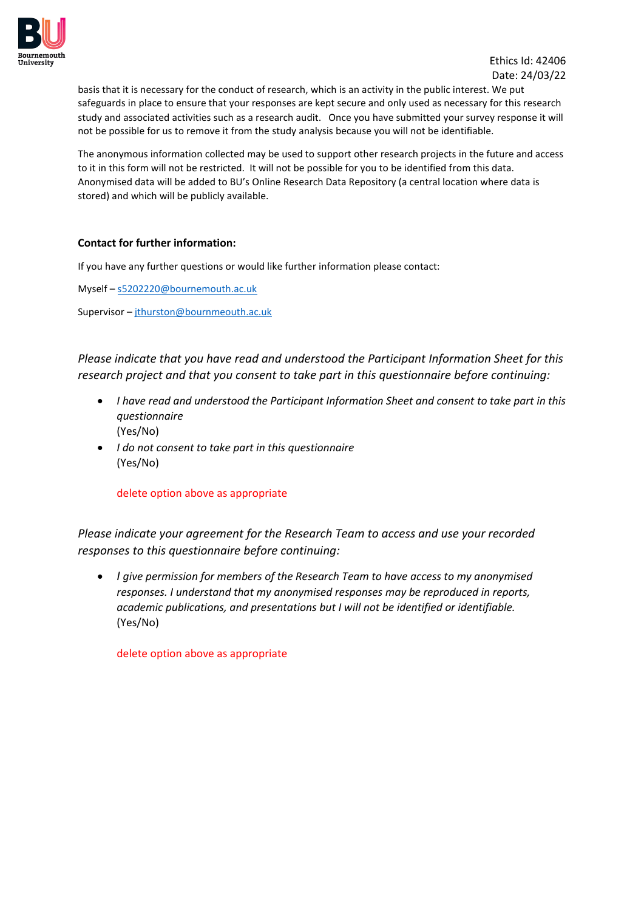basis that it is necessary for the conduct of research, which is an activity in the public interest. We put safeguards in place to ensure that your responses are kept secure and only used as necessary for this research study and associated activities such as a research audit. Once you have submitted your survey response it will not be possible for us to remove it from the study analysis because you will not be identifiable.

The anonymous information collected may be used to support other research projects in the future and access to it in this form will not be restricted. It will not be possible for you to be identified from this data. Anonymised data will be added to BU's Online Research Data Repository (a central location where data is stored) and which will be publicly available.

**Contact for further information:**

If you have any further questions or would like further information please contact:

Myself – s5202220@bournemouth.ac.uk

Supervisor – jthurston@bournmeouth.ac.uk

*Please indicate that you have read and understood the Participant Information Sheet for this research project and that you consent to take part in this questionnaire before continuing:*

- *I have read and understood the Participant Information Sheet and consent to take part in this questionnaire*
  (Yes/No)
- *I do not consent to take part in this questionnaire*
  (Yes/No)

  delete option above as appropriate

*Please indicate your agreement for the Research Team to access and use your recorded responses to this questionnaire before continuing:*

- *I give permission for members of the Research Team to have access to my anonymised responses. I understand that my anonymised responses may be reproduced in reports, academic publications, and presentations but I will not be identified or identifiable.*
  (Yes/No)

  delete option above as appropriate